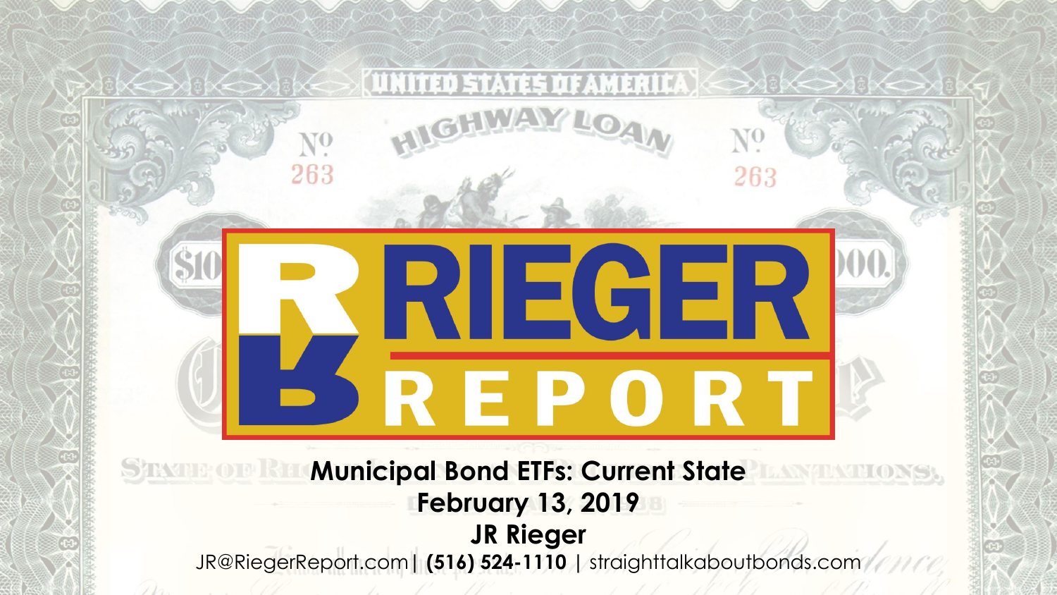# RIEGER REPORT

**Municipal Bond ETFs: Current State**

**February 13, 2019**

**JR Rieger**

JR@RiegerReport.com | **(516) 524-1110** | straighttalkaboutbonds.com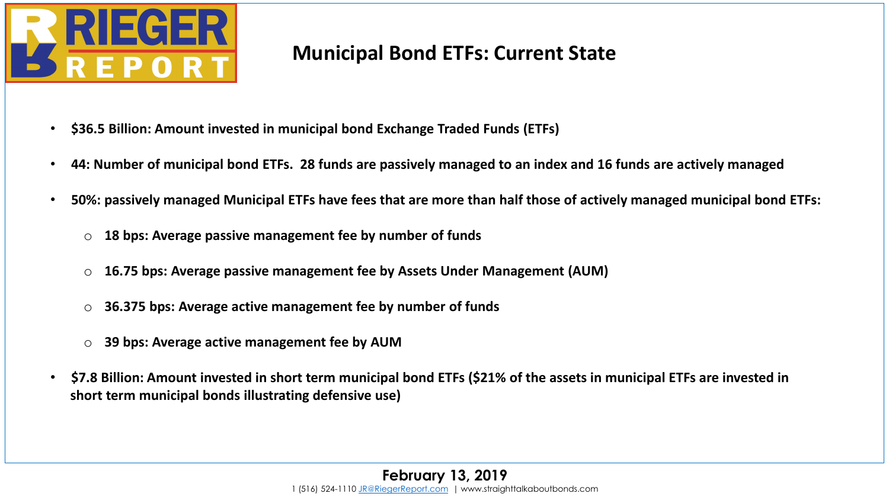# Municipal Bond ETFs: Current State

- **$36.5 Billion: Amount invested in municipal bond Exchange Traded Funds (ETFs)**
- **44: Number of municipal bond ETFs. 28 funds are passively managed to an index and 16 funds are actively managed**
- **50%: passively managed Municipal ETFs have fees that are more than half those of actively managed municipal bond ETFs:**
  - **18 bps: Average passive management fee by number of funds**
  - **16.75 bps: Average passive management fee by Assets Under Management (AUM)**
  - **36.375 bps: Average active management fee by number of funds**
  - **39 bps: Average active management fee by AUM**
- **$7.8 Billion: Amount invested in short term municipal bond ETFs ($21% of the assets in municipal ETFs are invested in short term municipal bonds illustrating defensive use)**

**February 13, 2019**

1 (516) 524-1110 JR@RiegerReport.com | www.straighttalkaboutbonds.com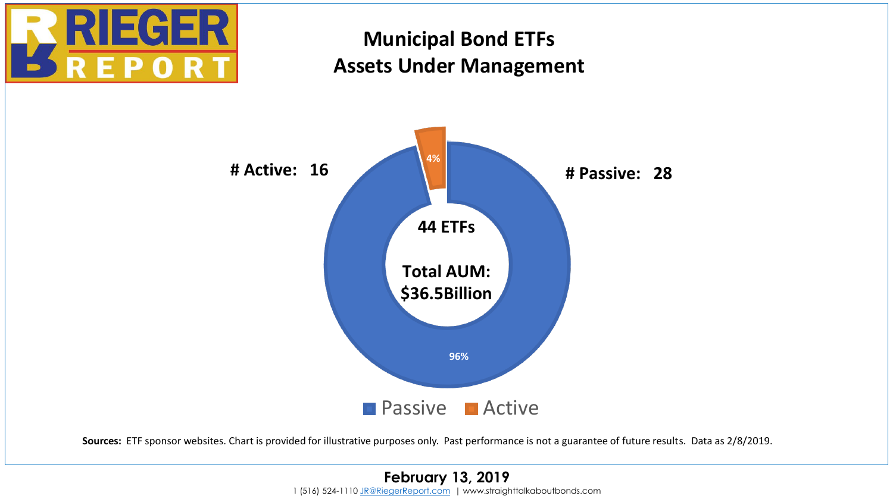# Municipal Bond ETFs
## Assets Under Management

# Active: 16

# Passive: 28

4%

44 ETFs

Total AUM: $36.5Billion

96%

Passive    Active

**Sources:** ETF sponsor websites. Chart is provided for illustrative purposes only. Past performance is not a guarantee of future results. Data as 2/8/2019.

**February 13, 2019**

1 (516) 524-1110 JR@RiegerReport.com | www.straighttalkaboutbonds.com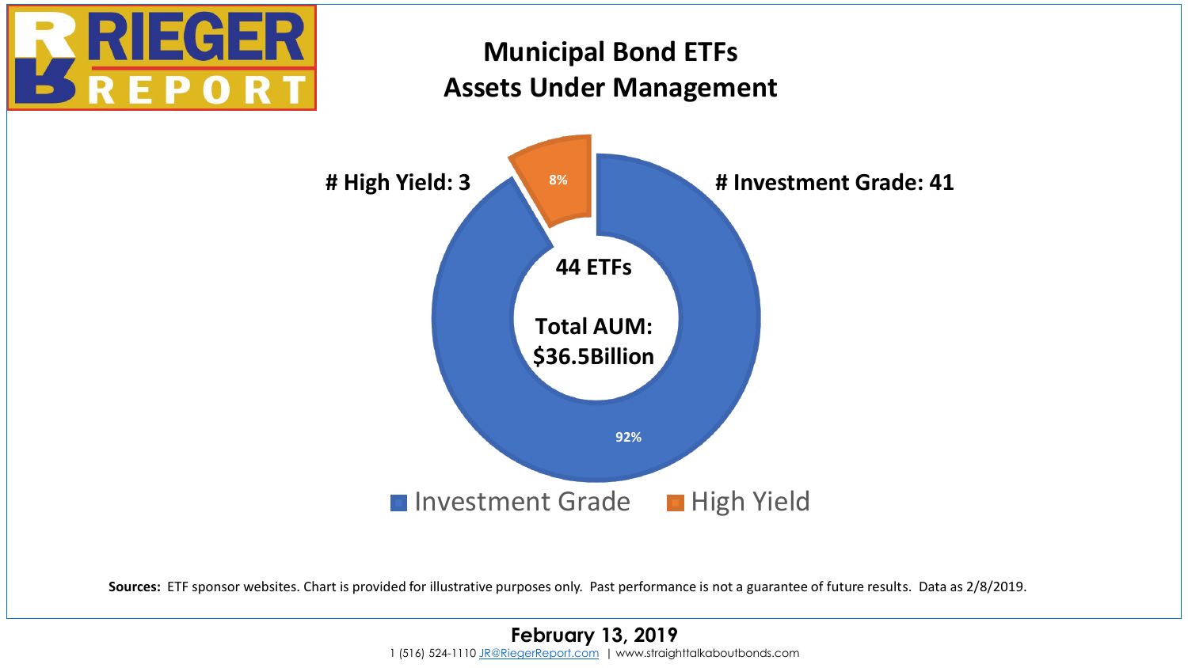# Municipal Bond ETFs
## Assets Under Management

# High Yield: 3

# Investment Grade: 41

8%

92%

44 ETFs

Total AUM: $36.5Billion

Investment Grade | High Yield

**Sources:** ETF sponsor websites. Chart is provided for illustrative purposes only. Past performance is not a guarantee of future results. Data as 2/8/2019.

**February 13, 2019**

1 (516) 524-1110 JR@RiegerReport.com | www.straighttalkaboutbonds.com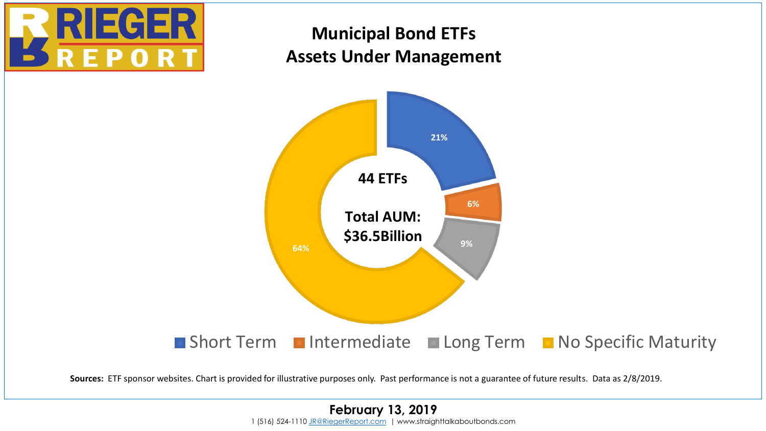# Municipal Bond ETFs
## Assets Under Management

**44 ETFs**

**Total AUM: $36.5Billion**

| Category | Share |
| --- | --- |
| Short Term | 21% |
| Intermediate | 6% |
| Long Term | 9% |
| No Specific Maturity | 64% |

**Sources:** ETF sponsor websites. Chart is provided for illustrative purposes only. Past performance is not a guarantee of future results. Data as 2/8/2019.

**February 13, 2019**

1 (516) 524-1110 JR@RiegerReport.com | www.straighttalkaboutbonds.com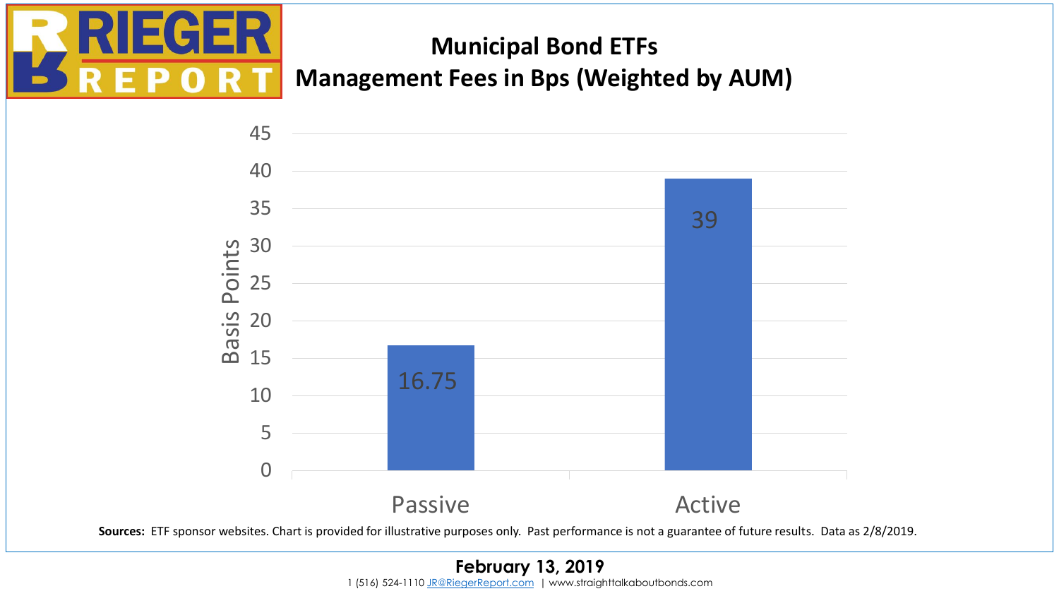# Municipal Bond ETFs
## Management Fees in Bps (Weighted by AUM)

| | Basis Points |
|---|---|
| Passive | 16.75 |
| Active | 39 |

**Sources:** ETF sponsor websites. Chart is provided for illustrative purposes only. Past performance is not a guarantee of future results. Data as 2/8/2019.

**February 13, 2019**

1 (516) 524-1110 JR@RiegerReport.com | www.straighttalkaboutbonds.com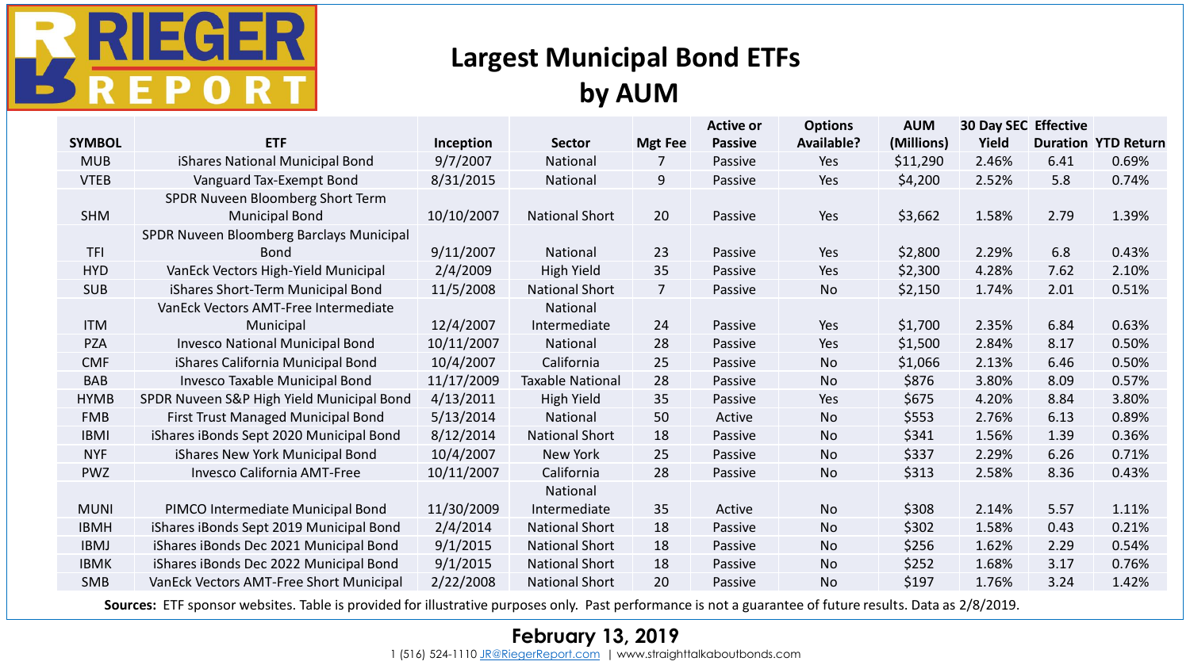# Largest Municipal Bond ETFs by AUM

| SYMBOL | ETF | Inception | Sector | Mgt Fee | Active or Passive | Options Available? | AUM (Millions) | 30 Day SEC Yield | Effective Duration | YTD Return |
|---|---|---|---|---|---|---|---|---|---|---|
| MUB | iShares National Municipal Bond | 9/7/2007 | National | 7 | Passive | Yes | $11,290 | 2.46% | 6.41 | 0.69% |
| VTEB | Vanguard Tax-Exempt Bond | 8/31/2015 | National | 9 | Passive | Yes | $4,200 | 2.52% | 5.8 | 0.74% |
| SHM | SPDR Nuveen Bloomberg Short Term Municipal Bond | 10/10/2007 | National Short | 20 | Passive | Yes | $3,662 | 1.58% | 2.79 | 1.39% |
| TFI | SPDR Nuveen Bloomberg Barclays Municipal Bond | 9/11/2007 | National | 23 | Passive | Yes | $2,800 | 2.29% | 6.8 | 0.43% |
| HYD | VanEck Vectors High-Yield Municipal | 2/4/2009 | High Yield | 35 | Passive | Yes | $2,300 | 4.28% | 7.62 | 2.10% |
| SUB | iShares Short-Term Municipal Bond | 11/5/2008 | National Short | 7 | Passive | No | $2,150 | 1.74% | 2.01 | 0.51% |
| ITM | VanEck Vectors AMT-Free Intermediate Municipal | 12/4/2007 | National Intermediate | 24 | Passive | Yes | $1,700 | 2.35% | 6.84 | 0.63% |
| PZA | Invesco National Municipal Bond | 10/11/2007 | National | 28 | Passive | Yes | $1,500 | 2.84% | 8.17 | 0.50% |
| CMF | iShares California Municipal Bond | 10/4/2007 | California | 25 | Passive | No | $1,066 | 2.13% | 6.46 | 0.50% |
| BAB | Invesco Taxable Municipal Bond | 11/17/2009 | Taxable National | 28 | Passive | No | $876 | 3.80% | 8.09 | 0.57% |
| HYMB | SPDR Nuveen S&P High Yield Municipal Bond | 4/13/2011 | High Yield | 35 | Passive | Yes | $675 | 4.20% | 8.84 | 3.80% |
| FMB | First Trust Managed Municipal Bond | 5/13/2014 | National | 50 | Active | No | $553 | 2.76% | 6.13 | 0.89% |
| IBMI | iShares iBonds Sept 2020 Municipal Bond | 8/12/2014 | National Short | 18 | Passive | No | $341 | 1.56% | 1.39 | 0.36% |
| NYF | iShares New York Municipal Bond | 10/4/2007 | New York | 25 | Passive | No | $337 | 2.29% | 6.26 | 0.71% |
| PWZ | Invesco California AMT-Free | 10/11/2007 | California | 28 | Passive | No | $313 | 2.58% | 8.36 | 0.43% |
| MUNI | PIMCO Intermediate Municipal Bond | 11/30/2009 | National Intermediate | 35 | Active | No | $308 | 2.14% | 5.57 | 1.11% |
| IBMH | iShares iBonds Sept 2019 Municipal Bond | 2/4/2014 | National Short | 18 | Passive | No | $302 | 1.58% | 0.43 | 0.21% |
| IBMJ | iShares iBonds Dec 2021 Municipal Bond | 9/1/2015 | National Short | 18 | Passive | No | $256 | 1.62% | 2.29 | 0.54% |
| IBMK | iShares iBonds Dec 2022 Municipal Bond | 9/1/2015 | National Short | 18 | Passive | No | $252 | 1.68% | 3.17 | 0.76% |
| SMB | VanEck Vectors AMT-Free Short Municipal | 2/22/2008 | National Short | 20 | Passive | No | $197 | 1.76% | 3.24 | 1.42% |

**Sources:** ETF sponsor websites. Table is provided for illustrative purposes only. Past performance is not a guarantee of future results. Data as 2/8/2019.

**February 13, 2019**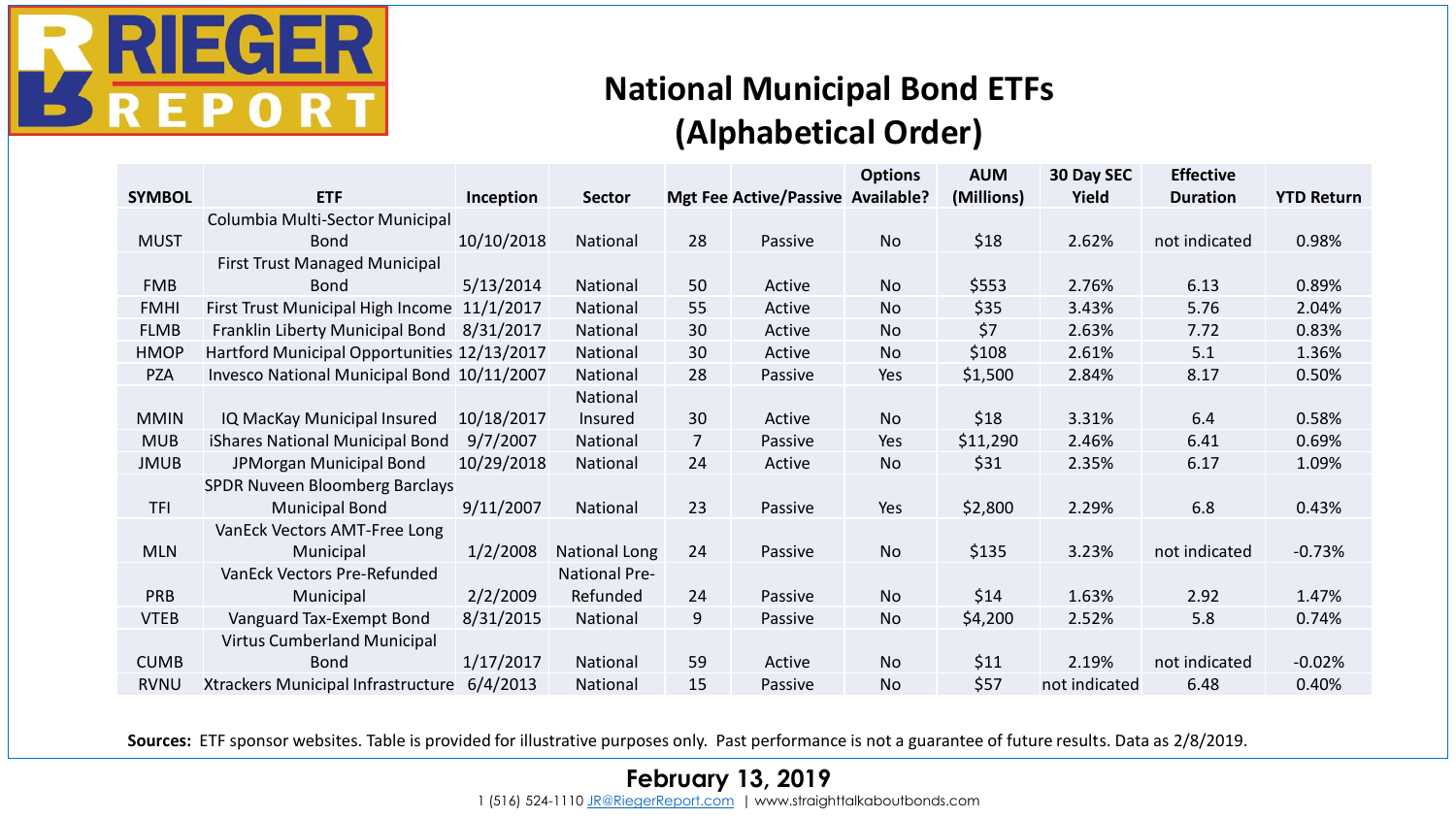# National Municipal Bond ETFs (Alphabetical Order)

| SYMBOL | ETF | Inception | Sector | Mgt Fee | Active/Passive | Options Available? | AUM (Millions) | 30 Day SEC Yield | Effective Duration | YTD Return |
|---|---|---|---|---|---|---|---|---|---|---|
| MUST | Columbia Multi-Sector Municipal Bond | 10/10/2018 | National | 28 | Passive | No | $18 | 2.62% | not indicated | 0.98% |
| FMB | First Trust Managed Municipal Bond | 5/13/2014 | National | 50 | Active | No | $553 | 2.76% | 6.13 | 0.89% |
| FMHI | First Trust Municipal High Income | 11/1/2017 | National | 55 | Active | No | $35 | 3.43% | 5.76 | 2.04% |
| FLMB | Franklin Liberty Municipal Bond | 8/31/2017 | National | 30 | Active | No | $7 | 2.63% | 7.72 | 0.83% |
| HMOP | Hartford Municipal Opportunities | 12/13/2017 | National | 30 | Active | No | $108 | 2.61% | 5.1 | 1.36% |
| PZA | Invesco National Municipal Bond | 10/11/2007 | National | 28 | Passive | Yes | $1,500 | 2.84% | 8.17 | 0.50% |
| MMIN | IQ MacKay Municipal Insured | 10/18/2017 | National Insured | 30 | Active | No | $18 | 3.31% | 6.4 | 0.58% |
| MUB | iShares National Municipal Bond | 9/7/2007 | National | 7 | Passive | Yes | $11,290 | 2.46% | 6.41 | 0.69% |
| JMUB | JPMorgan Municipal Bond | 10/29/2018 | National | 24 | Active | No | $31 | 2.35% | 6.17 | 1.09% |
| TFI | SPDR Nuveen Bloomberg Barclays Municipal Bond | 9/11/2007 | National | 23 | Passive | Yes | $2,800 | 2.29% | 6.8 | 0.43% |
| MLN | VanEck Vectors AMT-Free Long Municipal | 1/2/2008 | National Long | 24 | Passive | No | $135 | 3.23% | not indicated | -0.73% |
| PRB | VanEck Vectors Pre-Refunded Municipal | 2/2/2009 | National Pre-Refunded | 24 | Passive | No | $14 | 1.63% | 2.92 | 1.47% |
| VTEB | Vanguard Tax-Exempt Bond | 8/31/2015 | National | 9 | Passive | No | $4,200 | 2.52% | 5.8 | 0.74% |
| CUMB | Virtus Cumberland Municipal Bond | 1/17/2017 | National | 59 | Active | No | $11 | 2.19% | not indicated | -0.02% |
| RVNU | Xtrackers Municipal Infrastructure | 6/4/2013 | National | 15 | Passive | No | $57 | not indicated | 6.48 | 0.40% |

**Sources:** ETF sponsor websites. Table is provided for illustrative purposes only. Past performance is not a guarantee of future results. Data as 2/8/2019.

**February 13, 2019**

1 (516) 524-1110 JR@RiegerReport.com | www.straighttalkaboutbonds.com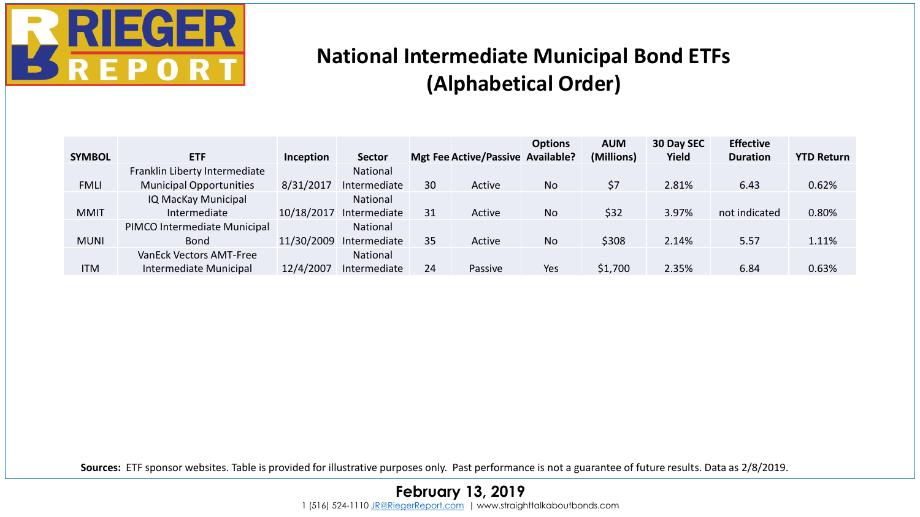# National Intermediate Municipal Bond ETFs (Alphabetical Order)

| SYMBOL | ETF | Inception | Sector | Mgt Fee | Active/Passive | Options Available? | AUM (Millions) | 30 Day SEC Yield | Effective Duration | YTD Return |
|---|---|---|---|---|---|---|---|---|---|---|
| FMLI | Franklin Liberty Intermediate Municipal Opportunities | 8/31/2017 | National Intermediate | 30 | Active | No | $7 | 2.81% | 6.43 | 0.62% |
| MMIT | IQ MacKay Municipal Intermediate | 10/18/2017 | National Intermediate | 31 | Active | No | $32 | 3.97% | not indicated | 0.80% |
| MUNI | PIMCO Intermediate Municipal Bond | 11/30/2009 | National Intermediate | 35 | Active | No | $308 | 2.14% | 5.57 | 1.11% |
| ITM | VanEck Vectors AMT-Free Intermediate Municipal | 12/4/2007 | National Intermediate | 24 | Passive | Yes | $1,700 | 2.35% | 6.84 | 0.63% |

**Sources:** ETF sponsor websites. Table is provided for illustrative purposes only. Past performance is not a guarantee of future results. Data as 2/8/2019.

**February 13, 2019**

1 (516) 524-1110 JR@RiegerReport.com | www.straighttalkaboutbonds.com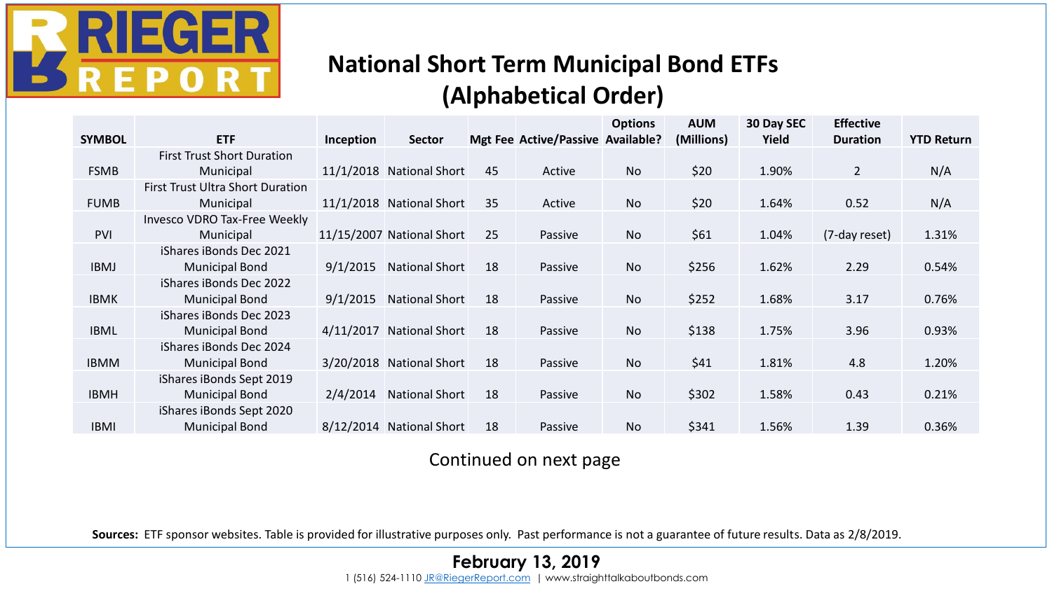# National Short Term Municipal Bond ETFs (Alphabetical Order)

| SYMBOL | ETF | Inception | Sector | Mgt Fee | Active/Passive | Options Available? | AUM (Millions) | 30 Day SEC Yield | Effective Duration | YTD Return |
|---|---|---|---|---|---|---|---|---|---|---|
| FSMB | First Trust Short Duration Municipal | 11/1/2018 | National Short | 45 | Active | No | $20 | 1.90% | 2 | N/A |
| FUMB | First Trust Ultra Short Duration Municipal | 11/1/2018 | National Short | 35 | Active | No | $20 | 1.64% | 0.52 | N/A |
| PVI | Invesco VDRO Tax-Free Weekly Municipal | 11/15/2007 | National Short | 25 | Passive | No | $61 | 1.04% | (7-day reset) | 1.31% |
| IBMJ | iShares iBonds Dec 2021 Municipal Bond | 9/1/2015 | National Short | 18 | Passive | No | $256 | 1.62% | 2.29 | 0.54% |
| IBMK | iShares iBonds Dec 2022 Municipal Bond | 9/1/2015 | National Short | 18 | Passive | No | $252 | 1.68% | 3.17 | 0.76% |
| IBML | iShares iBonds Dec 2023 Municipal Bond | 4/11/2017 | National Short | 18 | Passive | No | $138 | 1.75% | 3.96 | 0.93% |
| IBMM | iShares iBonds Dec 2024 Municipal Bond | 3/20/2018 | National Short | 18 | Passive | No | $41 | 1.81% | 4.8 | 1.20% |
| IBMH | iShares iBonds Sept 2019 Municipal Bond | 2/4/2014 | National Short | 18 | Passive | No | $302 | 1.58% | 0.43 | 0.21% |
| IBMI | iShares iBonds Sept 2020 Municipal Bond | 8/12/2014 | National Short | 18 | Passive | No | $341 | 1.56% | 1.39 | 0.36% |

Continued on next page

**Sources:** ETF sponsor websites. Table is provided for illustrative purposes only. Past performance is not a guarantee of future results. Data as 2/8/2019.

**February 13, 2019**

1 (516) 524-1110 JR@RiegerReport.com | www.straighttalkaboutbonds.com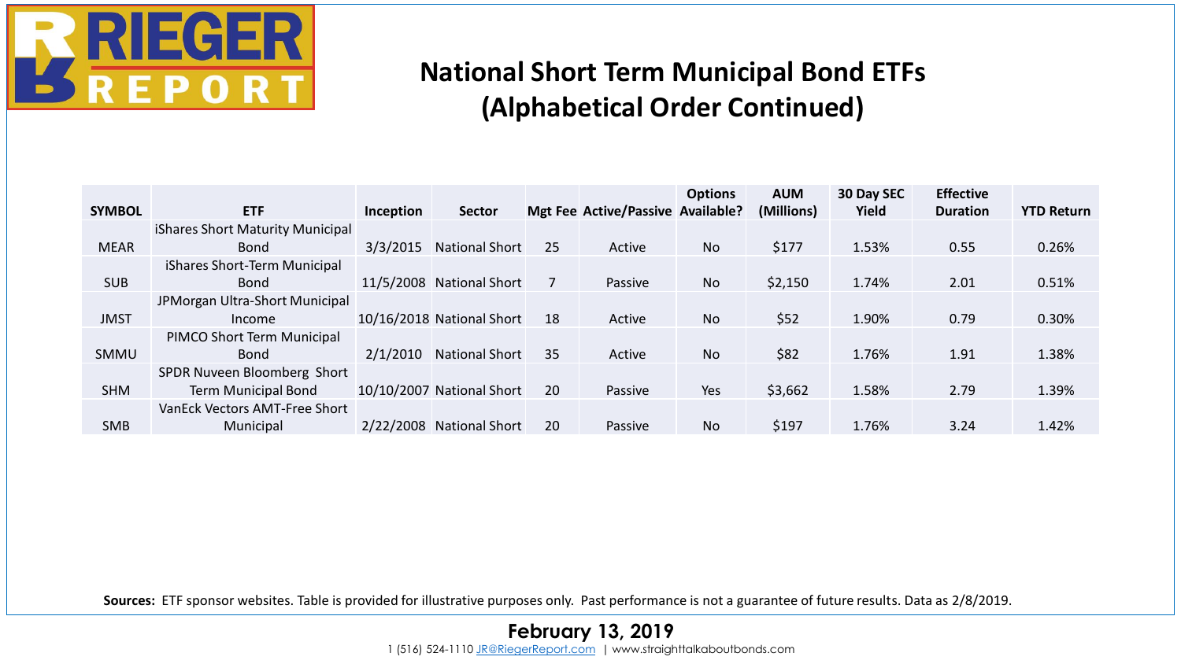# National Short Term Municipal Bond ETFs (Alphabetical Order Continued)

| SYMBOL | ETF | Inception | Sector | Mgt Fee | Active/Passive | Options Available? | AUM (Millions) | 30 Day SEC Yield | Effective Duration | YTD Return |
|---|---|---|---|---|---|---|---|---|---|---|
| MEAR | iShares Short Maturity Municipal Bond | 3/3/2015 | National Short | 25 | Active | No | $177 | 1.53% | 0.55 | 0.26% |
| SUB | iShares Short-Term Municipal Bond | 11/5/2008 | National Short | 7 | Passive | No | $2,150 | 1.74% | 2.01 | 0.51% |
| JMST | JPMorgan Ultra-Short Municipal Income | 10/16/2018 | National Short | 18 | Active | No | $52 | 1.90% | 0.79 | 0.30% |
| SMMU | PIMCO Short Term Municipal Bond | 2/1/2010 | National Short | 35 | Active | No | $82 | 1.76% | 1.91 | 1.38% |
| SHM | SPDR Nuveen Bloomberg Short Term Municipal Bond | 10/10/2007 | National Short | 20 | Passive | Yes | $3,662 | 1.58% | 2.79 | 1.39% |
| SMB | VanEck Vectors AMT-Free Short Municipal | 2/22/2008 | National Short | 20 | Passive | No | $197 | 1.76% | 3.24 | 1.42% |

**Sources:** ETF sponsor websites. Table is provided for illustrative purposes only. Past performance is not a guarantee of future results. Data as 2/8/2019.

**February 13, 2019**

1 (516) 524-1110 JR@RiegerReport.com | www.straighttalkaboutbonds.com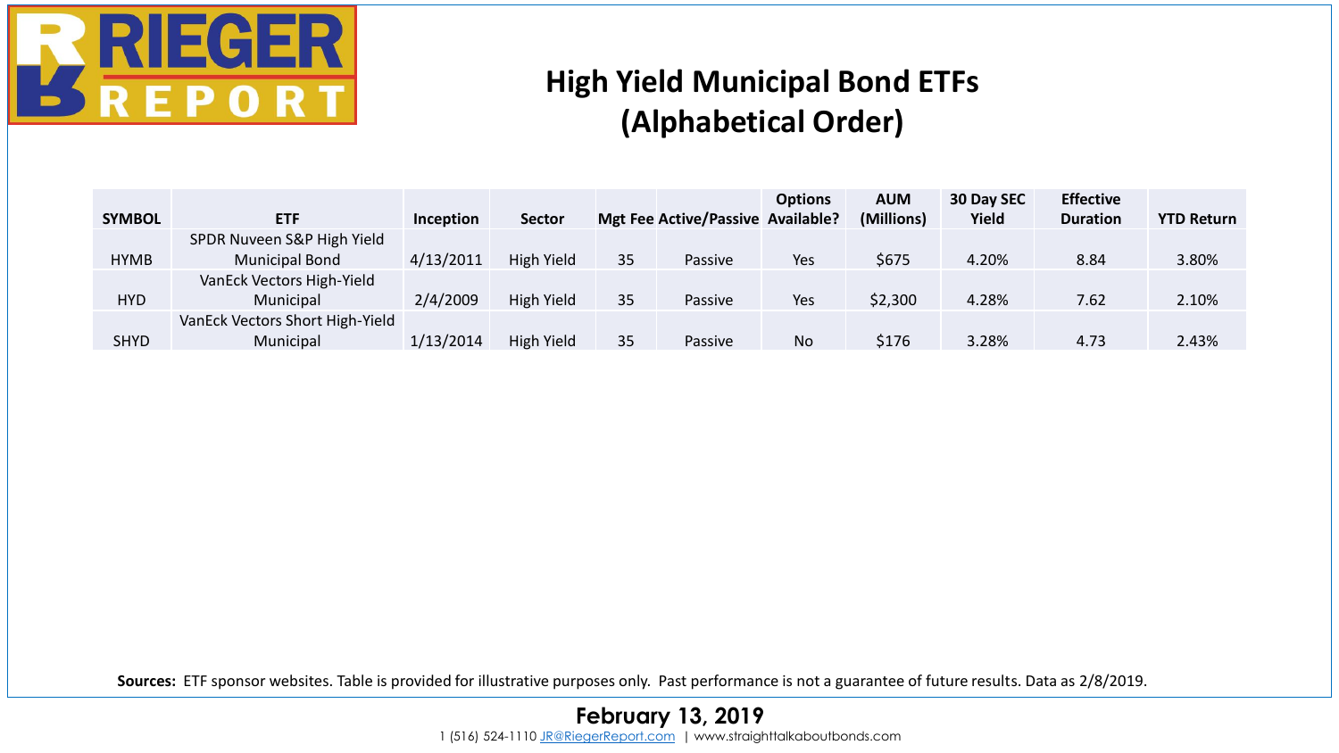# High Yield Municipal Bond ETFs (Alphabetical Order)

| SYMBOL | ETF | Inception | Sector | Mgt Fee | Active/Passive | Options Available? | AUM (Millions) | 30 Day SEC Yield | Effective Duration | YTD Return |
|---|---|---|---|---|---|---|---|---|---|---|
| HYMB | SPDR Nuveen S&P High Yield Municipal Bond | 4/13/2011 | High Yield | 35 | Passive | Yes | $675 | 4.20% | 8.84 | 3.80% |
| HYD | VanEck Vectors High-Yield Municipal | 2/4/2009 | High Yield | 35 | Passive | Yes | $2,300 | 4.28% | 7.62 | 2.10% |
| SHYD | VanEck Vectors Short High-Yield Municipal | 1/13/2014 | High Yield | 35 | Passive | No | $176 | 3.28% | 4.73 | 2.43% |

**Sources:** ETF sponsor websites. Table is provided for illustrative purposes only. Past performance is not a guarantee of future results. Data as 2/8/2019.

**February 13, 2019**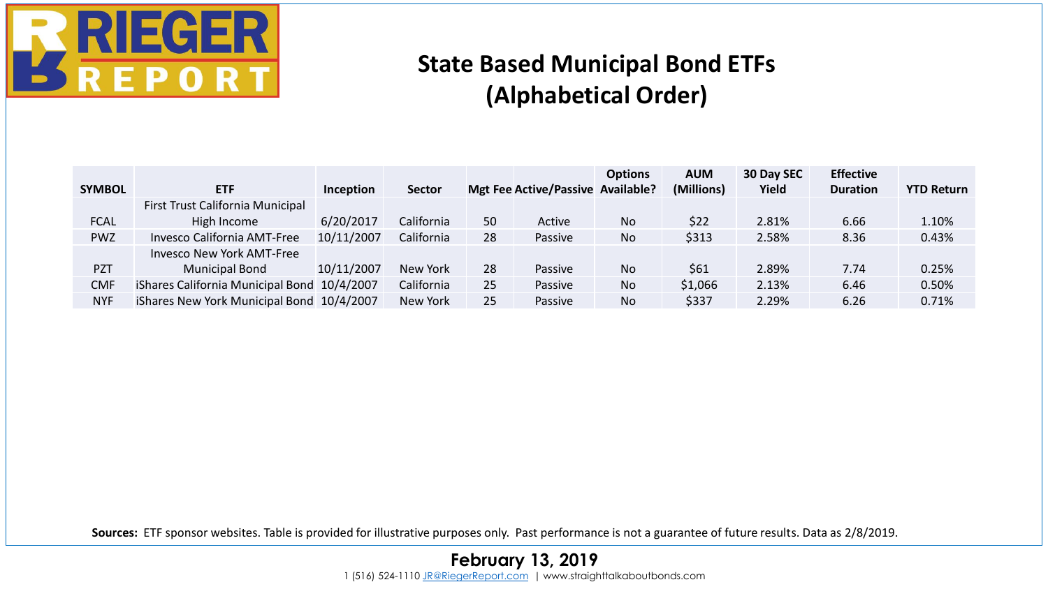# State Based Municipal Bond ETFs (Alphabetical Order)

| SYMBOL | ETF | Inception | Sector | Mgt Fee | Active/Passive | Options Available? | AUM (Millions) | 30 Day SEC Yield | Effective Duration | YTD Return |
|---|---|---|---|---|---|---|---|---|---|---|
| FCAL | First Trust California Municipal High Income | 6/20/2017 | California | 50 | Active | No | $22 | 2.81% | 6.66 | 1.10% |
| PWZ | Invesco California AMT-Free | 10/11/2007 | California | 28 | Passive | No | $313 | 2.58% | 8.36 | 0.43% |
| PZT | Invesco New York AMT-Free Municipal Bond | 10/11/2007 | New York | 28 | Passive | No | $61 | 2.89% | 7.74 | 0.25% |
| CMF | iShares California Municipal Bond | 10/4/2007 | California | 25 | Passive | No | $1,066 | 2.13% | 6.46 | 0.50% |
| NYF | iShares New York Municipal Bond | 10/4/2007 | New York | 25 | Passive | No | $337 | 2.29% | 6.26 | 0.71% |

**Sources:** ETF sponsor websites. Table is provided for illustrative purposes only. Past performance is not a guarantee of future results. Data as 2/8/2019.

**February 13, 2019**

1 (516) 524-1110 JR@RiegerReport.com | www.straighttalkaboutbonds.com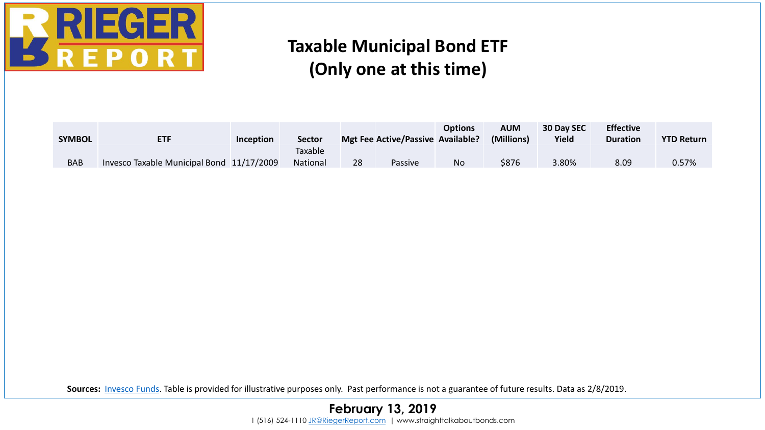# Taxable Municipal Bond ETF
# (Only one at this time)

| SYMBOL | ETF | Inception | Sector | Mgt Fee | Active/Passive | Options Available? | AUM (Millions) | 30 Day SEC Yield | Effective Duration | YTD Return |
|---|---|---|---|---|---|---|---|---|---|---|
| BAB | Invesco Taxable Municipal Bond | 11/17/2009 | Taxable National | 28 | Passive | No | $876 | 3.80% | 8.09 | 0.57% |

**Sources:** Invesco Funds. Table is provided for illustrative purposes only. Past performance is not a guarantee of future results. Data as 2/8/2019.

**February 13, 2019**

1 (516) 524-1110 JR@RiegerReport.com | www.straighttalkaboutbonds.com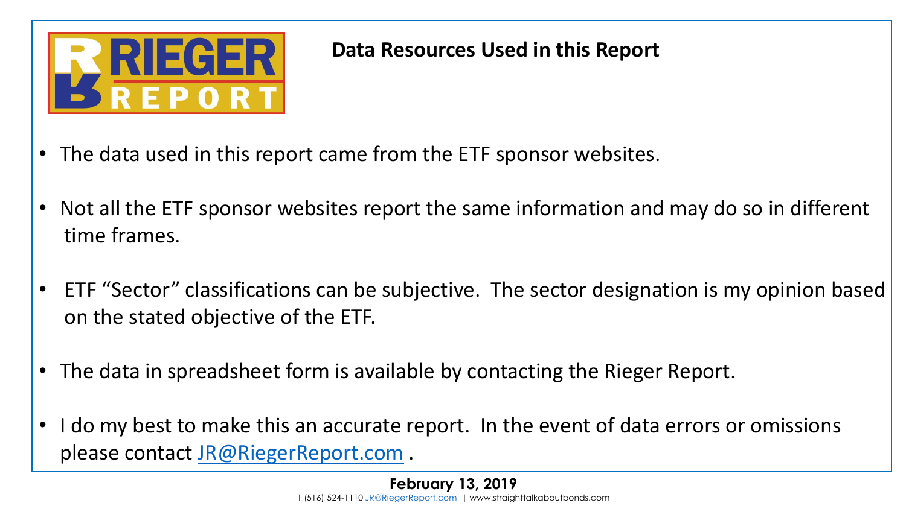## Data Resources Used in this Report

- The data used in this report came from the ETF sponsor websites.
- Not all the ETF sponsor websites report the same information and may do so in different time frames.
- ETF "Sector" classifications can be subjective. The sector designation is my opinion based on the stated objective of the ETF.
- The data in spreadsheet form is available by contacting the Rieger Report.
- I do my best to make this an accurate report. In the event of data errors or omissions please contact JR@RiegerReport.com .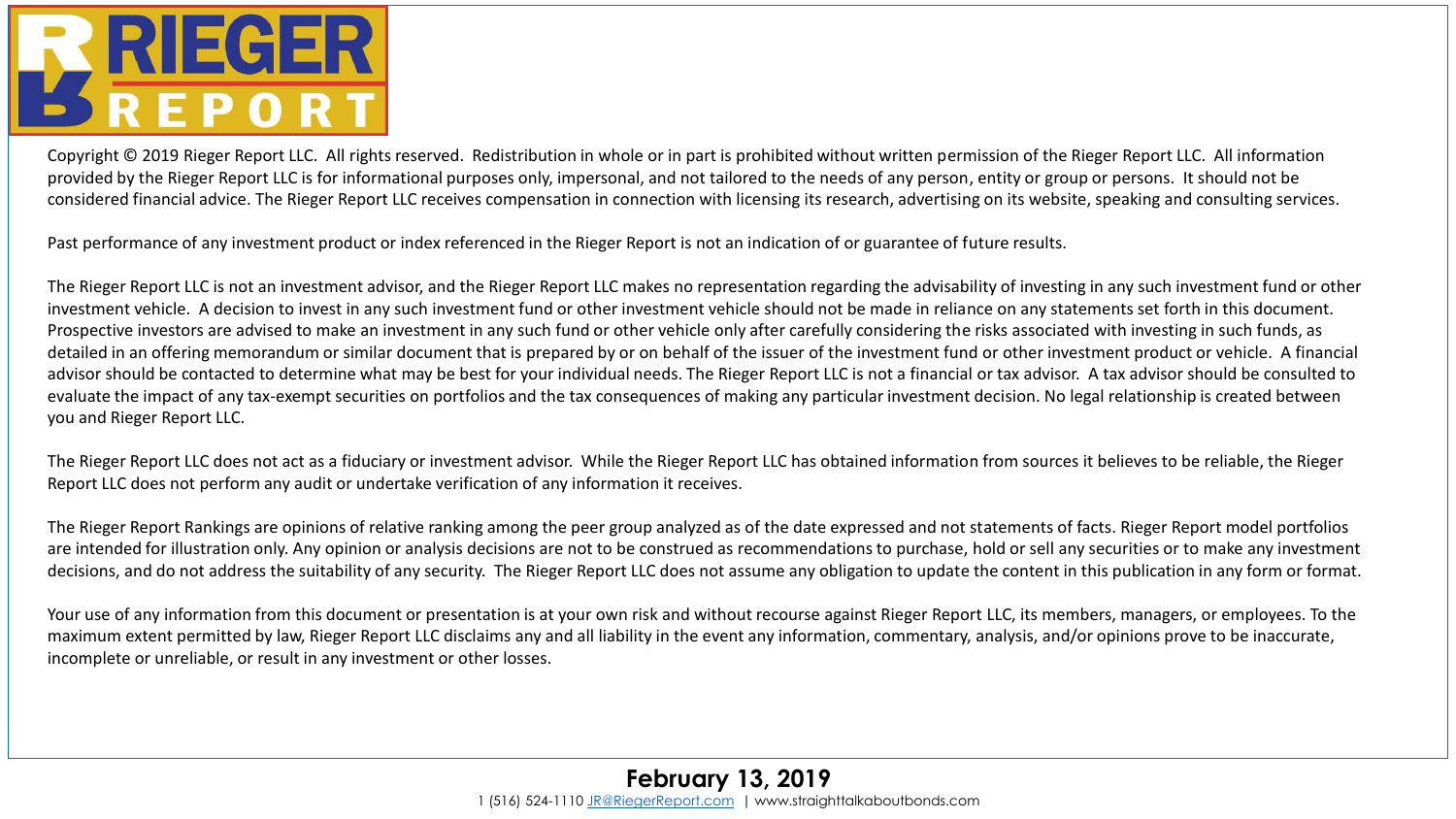Copyright © 2019 Rieger Report LLC. All rights reserved. Redistribution in whole or in part is prohibited without written permission of the Rieger Report LLC. All information provided by the Rieger Report LLC is for informational purposes only, impersonal, and not tailored to the needs of any person, entity or group or persons. It should not be considered financial advice. The Rieger Report LLC receives compensation in connection with licensing its research, advertising on its website, speaking and consulting services.

Past performance of any investment product or index referenced in the Rieger Report is not an indication of or guarantee of future results.

The Rieger Report LLC is not an investment advisor, and the Rieger Report LLC makes no representation regarding the advisability of investing in any such investment fund or other investment vehicle. A decision to invest in any such investment fund or other investment vehicle should not be made in reliance on any statements set forth in this document. Prospective investors are advised to make an investment in any such fund or other vehicle only after carefully considering the risks associated with investing in such funds, as detailed in an offering memorandum or similar document that is prepared by or on behalf of the issuer of the investment fund or other investment product or vehicle. A financial advisor should be contacted to determine what may be best for your individual needs. The Rieger Report LLC is not a financial or tax advisor. A tax advisor should be consulted to evaluate the impact of any tax-exempt securities on portfolios and the tax consequences of making any particular investment decision. No legal relationship is created between you and Rieger Report LLC.

The Rieger Report LLC does not act as a fiduciary or investment advisor. While the Rieger Report LLC has obtained information from sources it believes to be reliable, the Rieger Report LLC does not perform any audit or undertake verification of any information it receives.

The Rieger Report Rankings are opinions of relative ranking among the peer group analyzed as of the date expressed and not statements of facts. Rieger Report model portfolios are intended for illustration only. Any opinion or analysis decisions are not to be construed as recommendations to purchase, hold or sell any securities or to make any investment decisions, and do not address the suitability of any security. The Rieger Report LLC does not assume any obligation to update the content in this publication in any form or format.

Your use of any information from this document or presentation is at your own risk and without recourse against Rieger Report LLC, its members, managers, or employees. To the maximum extent permitted by law, Rieger Report LLC disclaims any and all liability in the event any information, commentary, analysis, and/or opinions prove to be inaccurate, incomplete or unreliable, or result in any investment or other losses.

**February 13, 2019**

1 (516) 524-1110 JR@RiegerReport.com | www.straighttalkaboutbonds.com